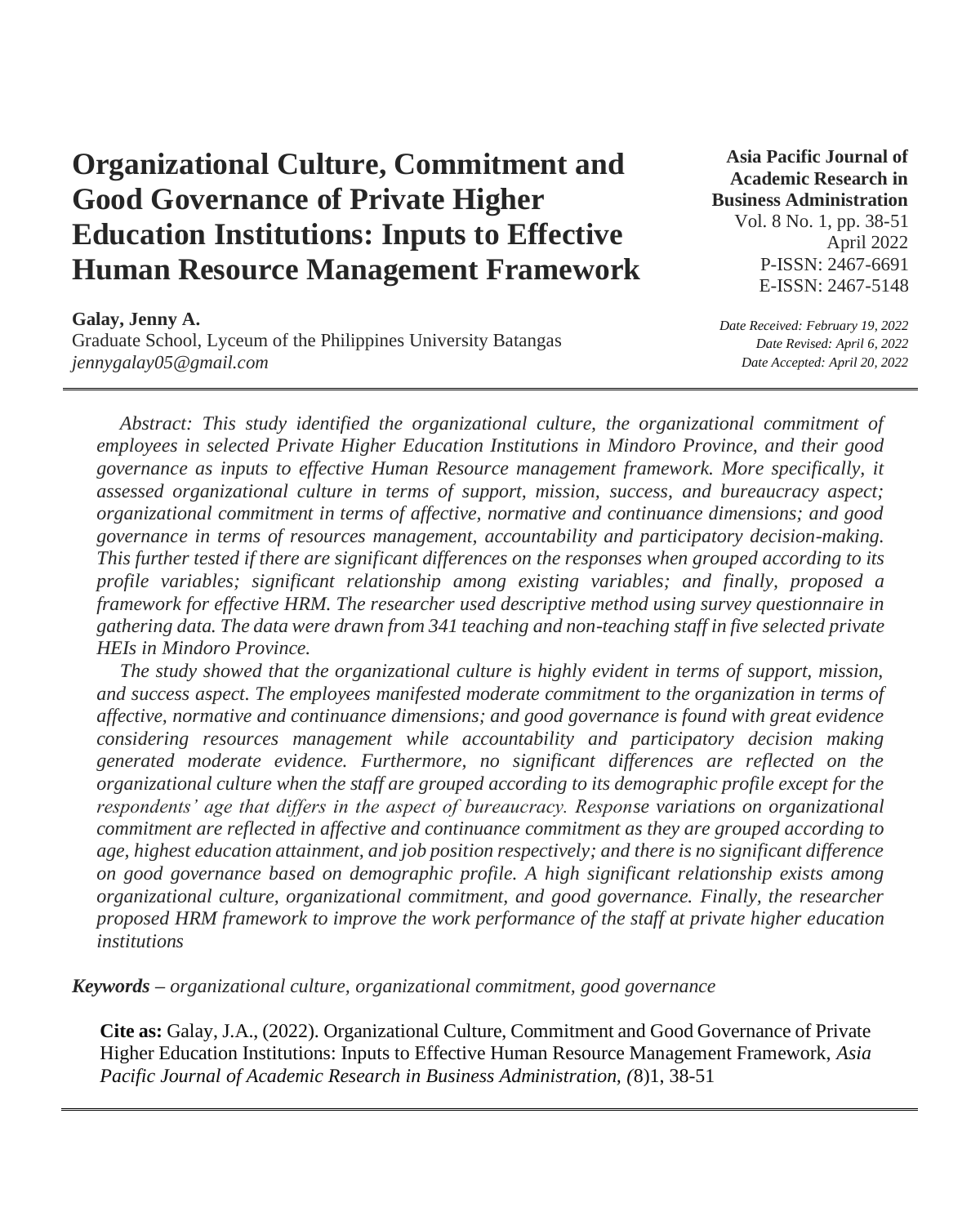# Organizational Culture, Commitment and Good Governance of Private Higher Education Institutions: Inputs to Effective Human Resource Management Framework

**Asia Pacific Journal of Academic Research in Business Administration**
Vol. 8 No. 1, pp. 38-51
April 2022
P-ISSN: 2467-6691
E-ISSN: 2467-5148

**Galay, Jenny A.**
Graduate School, Lyceum of the Philippines University Batangas
*jennygalay05@gmail.com*

*Date Received: February 19, 2022*
*Date Revised: April 6, 2022*
*Date Accepted: April 20, 2022*

---

*Abstract: This study identified the organizational culture, the organizational commitment of employees in selected Private Higher Education Institutions in Mindoro Province, and their good governance as inputs to effective Human Resource management framework. More specifically, it assessed organizational culture in terms of support, mission, success, and bureaucracy aspect; organizational commitment in terms of affective, normative and continuance dimensions; and good governance in terms of resources management, accountability and participatory decision-making. This further tested if there are significant differences on the responses when grouped according to its profile variables; significant relationship among existing variables; and finally, proposed a framework for effective HRM. The researcher used descriptive method using survey questionnaire in gathering data. The data were drawn from 341 teaching and non-teaching staff in five selected private HEIs in Mindoro Province.*

*The study showed that the organizational culture is highly evident in terms of support, mission, and success aspect. The employees manifested moderate commitment to the organization in terms of affective, normative and continuance dimensions; and good governance is found with great evidence considering resources management while accountability and participatory decision making generated moderate evidence. Furthermore, no significant differences are reflected on the organizational culture when the staff are grouped according to its demographic profile except for the respondents' age that differs in the aspect of bureaucracy. Response variations on organizational commitment are reflected in affective and continuance commitment as they are grouped according to age, highest education attainment, and job position respectively; and there is no significant difference on good governance based on demographic profile. A high significant relationship exists among organizational culture, organizational commitment, and good governance. Finally, the researcher proposed HRM framework to improve the work performance of the staff at private higher education institutions*

***Keywords** – organizational culture, organizational commitment, good governance*

**Cite as:** Galay, J.A., (2022). Organizational Culture, Commitment and Good Governance of Private Higher Education Institutions: Inputs to Effective Human Resource Management Framework, *Asia Pacific Journal of Academic Research in Business Administration, (*8)1, 38-51

---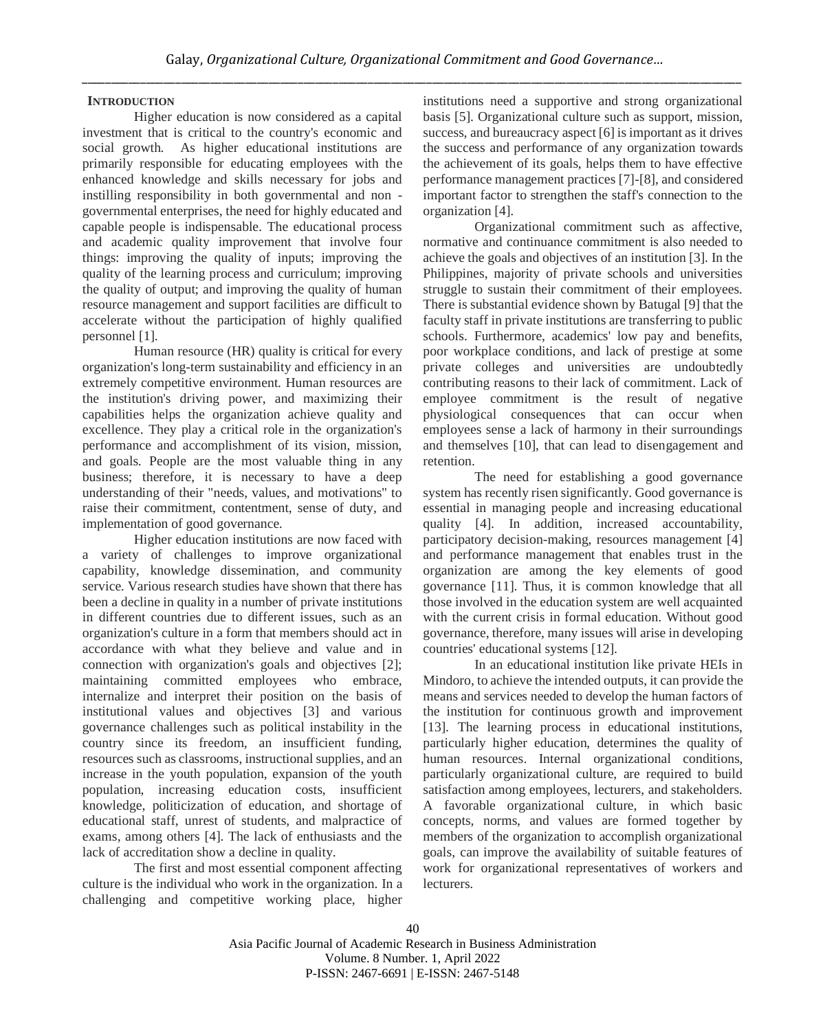## INTRODUCTION

Higher education is now considered as a capital investment that is critical to the country's economic and social growth. As higher educational institutions are primarily responsible for educating employees with the enhanced knowledge and skills necessary for jobs and instilling responsibility in both governmental and non - governmental enterprises, the need for highly educated and capable people is indispensable. The educational process and academic quality improvement that involve four things: improving the quality of inputs; improving the quality of the learning process and curriculum; improving the quality of output; and improving the quality of human resource management and support facilities are difficult to accelerate without the participation of highly qualified personnel [1].

Human resource (HR) quality is critical for every organization's long-term sustainability and efficiency in an extremely competitive environment. Human resources are the institution's driving power, and maximizing their capabilities helps the organization achieve quality and excellence. They play a critical role in the organization's performance and accomplishment of its vision, mission, and goals. People are the most valuable thing in any business; therefore, it is necessary to have a deep understanding of their "needs, values, and motivations" to raise their commitment, contentment, sense of duty, and implementation of good governance.

Higher education institutions are now faced with a variety of challenges to improve organizational capability, knowledge dissemination, and community service. Various research studies have shown that there has been a decline in quality in a number of private institutions in different countries due to different issues, such as an organization's culture in a form that members should act in accordance with what they believe and value and in connection with organization's goals and objectives [2]; maintaining committed employees who embrace, internalize and interpret their position on the basis of institutional values and objectives [3] and various governance challenges such as political instability in the country since its freedom, an insufficient funding, resources such as classrooms, instructional supplies, and an increase in the youth population, expansion of the youth population, increasing education costs, insufficient knowledge, politicization of education, and shortage of educational staff, unrest of students, and malpractice of exams, among others [4]. The lack of enthusiasts and the lack of accreditation show a decline in quality.

The first and most essential component affecting culture is the individual who work in the organization. In a challenging and competitive working place, higher institutions need a supportive and strong organizational basis [5]. Organizational culture such as support, mission, success, and bureaucracy aspect [6] is important as it drives the success and performance of any organization towards the achievement of its goals, helps them to have effective performance management practices [7]-[8], and considered important factor to strengthen the staff's connection to the organization [4].

Organizational commitment such as affective, normative and continuance commitment is also needed to achieve the goals and objectives of an institution [3]. In the Philippines, majority of private schools and universities struggle to sustain their commitment of their employees. There is substantial evidence shown by Batugal [9] that the faculty staff in private institutions are transferring to public schools. Furthermore, academics' low pay and benefits, poor workplace conditions, and lack of prestige at some private colleges and universities are undoubtedly contributing reasons to their lack of commitment. Lack of employee commitment is the result of negative physiological consequences that can occur when employees sense a lack of harmony in their surroundings and themselves [10], that can lead to disengagement and retention.

The need for establishing a good governance system has recently risen significantly. Good governance is essential in managing people and increasing educational quality [4]. In addition, increased accountability, participatory decision-making, resources management [4] and performance management that enables trust in the organization are among the key elements of good governance [11]. Thus, it is common knowledge that all those involved in the education system are well acquainted with the current crisis in formal education. Without good governance, therefore, many issues will arise in developing countries' educational systems [12].

In an educational institution like private HEIs in Mindoro, to achieve the intended outputs, it can provide the means and services needed to develop the human factors of the institution for continuous growth and improvement [13]. The learning process in educational institutions, particularly higher education, determines the quality of human resources. Internal organizational conditions, particularly organizational culture, are required to build satisfaction among employees, lecturers, and stakeholders. A favorable organizational culture, in which basic concepts, norms, and values are formed together by members of the organization to accomplish organizational goals, can improve the availability of suitable features of work for organizational representatives of workers and lecturers.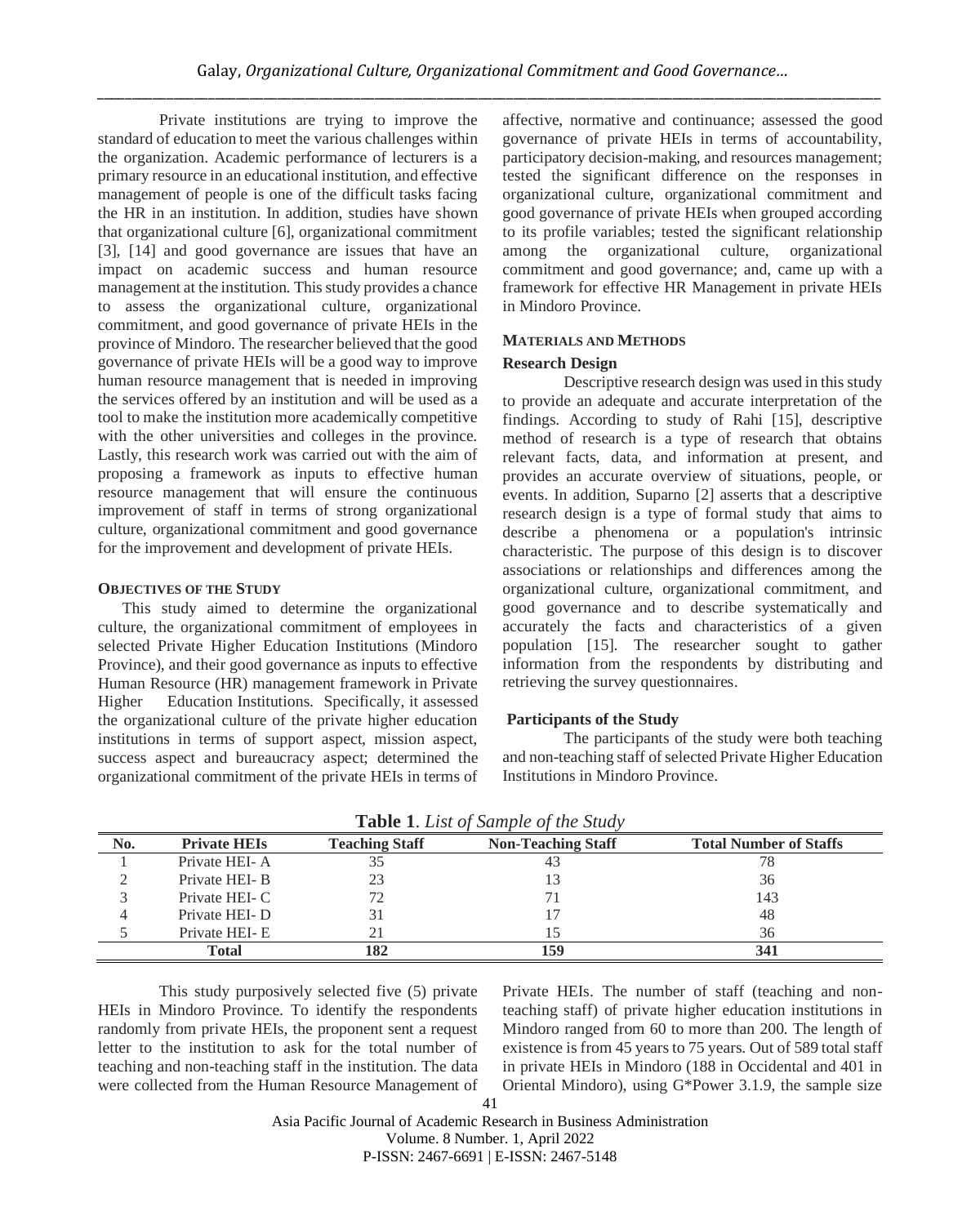Private institutions are trying to improve the standard of education to meet the various challenges within the organization. Academic performance of lecturers is a primary resource in an educational institution, and effective management of people is one of the difficult tasks facing the HR in an institution. In addition, studies have shown that organizational culture [6], organizational commitment [3], [14] and good governance are issues that have an impact on academic success and human resource management at the institution. This study provides a chance to assess the organizational culture, organizational commitment, and good governance of private HEIs in the province of Mindoro. The researcher believed that the good governance of private HEIs will be a good way to improve human resource management that is needed in improving the services offered by an institution and will be used as a tool to make the institution more academically competitive with the other universities and colleges in the province. Lastly, this research work was carried out with the aim of proposing a framework as inputs to effective human resource management that will ensure the continuous improvement of staff in terms of strong organizational culture, organizational commitment and good governance for the improvement and development of private HEIs.

### OBJECTIVES OF THE STUDY

This study aimed to determine the organizational culture, the organizational commitment of employees in selected Private Higher Education Institutions (Mindoro Province), and their good governance as inputs to effective Human Resource (HR) management framework in Private Higher Education Institutions. Specifically, it assessed the organizational culture of the private higher education institutions in terms of support aspect, mission aspect, success aspect and bureaucracy aspect; determined the organizational commitment of the private HEIs in terms of affective, normative and continuance; assessed the good governance of private HEIs in terms of accountability, participatory decision-making, and resources management; tested the significant difference on the responses in organizational culture, organizational commitment and good governance of private HEIs when grouped according to its profile variables; tested the significant relationship among the organizational culture, organizational commitment and good governance; and, came up with a framework for effective HR Management in private HEIs in Mindoro Province.

### MATERIALS AND METHODS

#### Research Design

Descriptive research design was used in this study to provide an adequate and accurate interpretation of the findings. According to study of Rahi [15], descriptive method of research is a type of research that obtains relevant facts, data, and information at present, and provides an accurate overview of situations, people, or events. In addition, Suparno [2] asserts that a descriptive research design is a type of formal study that aims to describe a phenomena or a population's intrinsic characteristic. The purpose of this design is to discover associations or relationships and differences among the organizational culture, organizational commitment, and good governance and to describe systematically and accurately the facts and characteristics of a given population [15]. The researcher sought to gather information from the respondents by distributing and retrieving the survey questionnaires.

#### Participants of the Study

The participants of the study were both teaching and non-teaching staff of selected Private Higher Education Institutions in Mindoro Province.

**Table 1**. *List of Sample of the Study*

| No. | Private HEIs | Teaching Staff | Non-Teaching Staff | Total Number of Staffs |
|---|---|---|---|---|
| 1 | Private HEI- A | 35 | 43 | 78 |
| 2 | Private HEI- B | 23 | 13 | 36 |
| 3 | Private HEI- C | 72 | 71 | 143 |
| 4 | Private HEI- D | 31 | 17 | 48 |
| 5 | Private HEI- E | 21 | 15 | 36 |
| | **Total** | **182** | **159** | **341** |

This study purposively selected five (5) private HEIs in Mindoro Province. To identify the respondents randomly from private HEIs, the proponent sent a request letter to the institution to ask for the total number of teaching and non-teaching staff in the institution. The data were collected from the Human Resource Management of Private HEIs. The number of staff (teaching and non-teaching staff) of private higher education institutions in Mindoro ranged from 60 to more than 200. The length of existence is from 45 years to 75 years. Out of 589 total staff in private HEIs in Mindoro (188 in Occidental and 401 in Oriental Mindoro), using G*Power 3.1.9, the sample size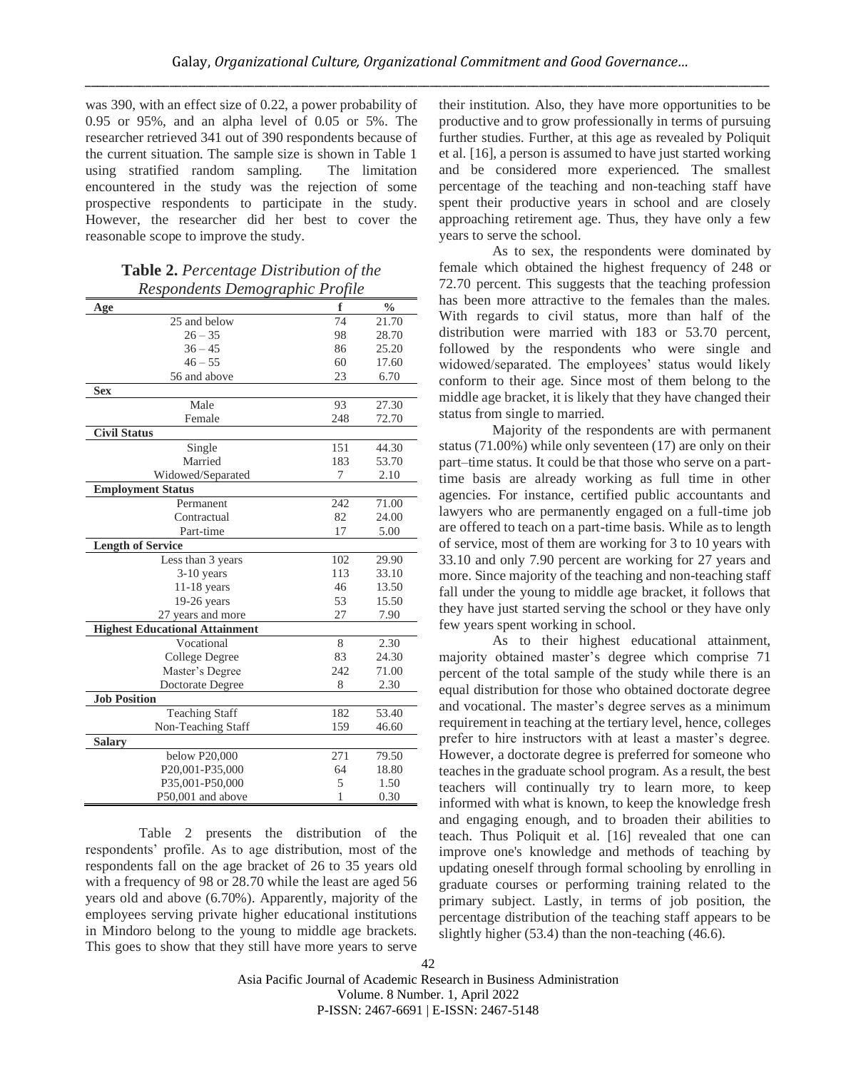was 390, with an effect size of 0.22, a power probability of 0.95 or 95%, and an alpha level of 0.05 or 5%. The researcher retrieved 341 out of 390 respondents because of the current situation. The sample size is shown in Table 1 using stratified random sampling. The limitation encountered in the study was the rejection of some prospective respondents to participate in the study. However, the researcher did her best to cover the reasonable scope to improve the study.

**Table 2.** *Percentage Distribution of the Respondents Demographic Profile*

| Age | f | % |
|---|---|---|
| 25 and below | 74 | 21.70 |
| 26 – 35 | 98 | 28.70 |
| 36 – 45 | 86 | 25.20 |
| 46 – 55 | 60 | 17.60 |
| 56 and above | 23 | 6.70 |
| **Sex** | | |
| Male | 93 | 27.30 |
| Female | 248 | 72.70 |
| **Civil Status** | | |
| Single | 151 | 44.30 |
| Married | 183 | 53.70 |
| Widowed/Separated | 7 | 2.10 |
| **Employment Status** | | |
| Permanent | 242 | 71.00 |
| Contractual | 82 | 24.00 |
| Part-time | 17 | 5.00 |
| **Length of Service** | | |
| Less than 3 years | 102 | 29.90 |
| 3-10 years | 113 | 33.10 |
| 11-18 years | 46 | 13.50 |
| 19-26 years | 53 | 15.50 |
| 27 years and more | 27 | 7.90 |
| **Highest Educational Attainment** | | |
| Vocational | 8 | 2.30 |
| College Degree | 83 | 24.30 |
| Master's Degree | 242 | 71.00 |
| Doctorate Degree | 8 | 2.30 |
| **Job Position** | | |
| Teaching Staff | 182 | 53.40 |
| Non-Teaching Staff | 159 | 46.60 |
| **Salary** | | |
| below P20,000 | 271 | 79.50 |
| P20,001-P35,000 | 64 | 18.80 |
| P35,001-P50,000 | 5 | 1.50 |
| P50,001 and above | 1 | 0.30 |

Table 2 presents the distribution of the respondents' profile. As to age distribution, most of the respondents fall on the age bracket of 26 to 35 years old with a frequency of 98 or 28.70 while the least are aged 56 years old and above (6.70%). Apparently, majority of the employees serving private higher educational institutions in Mindoro belong to the young to middle age brackets. This goes to show that they still have more years to serve their institution. Also, they have more opportunities to be productive and to grow professionally in terms of pursuing further studies. Further, at this age as revealed by Poliquit et al. [16], a person is assumed to have just started working and be considered more experienced. The smallest percentage of the teaching and non-teaching staff have spent their productive years in school and are closely approaching retirement age. Thus, they have only a few years to serve the school.

As to sex, the respondents were dominated by female which obtained the highest frequency of 248 or 72.70 percent. This suggests that the teaching profession has been more attractive to the females than the males. With regards to civil status, more than half of the distribution were married with 183 or 53.70 percent, followed by the respondents who were single and widowed/separated. The employees' status would likely conform to their age. Since most of them belong to the middle age bracket, it is likely that they have changed their status from single to married.

Majority of the respondents are with permanent status (71.00%) while only seventeen (17) are only on their part–time status. It could be that those who serve on a part-time basis are already working as full time in other agencies. For instance, certified public accountants and lawyers who are permanently engaged on a full-time job are offered to teach on a part-time basis. While as to length of service, most of them are working for 3 to 10 years with 33.10 and only 7.90 percent are working for 27 years and more. Since majority of the teaching and non-teaching staff fall under the young to middle age bracket, it follows that they have just started serving the school or they have only few years spent working in school.

As to their highest educational attainment, majority obtained master's degree which comprise 71 percent of the total sample of the study while there is an equal distribution for those who obtained doctorate degree and vocational. The master's degree serves as a minimum requirement in teaching at the tertiary level, hence, colleges prefer to hire instructors with at least a master's degree. However, a doctorate degree is preferred for someone who teaches in the graduate school program. As a result, the best teachers will continually try to learn more, to keep informed with what is known, to keep the knowledge fresh and engaging enough, and to broaden their abilities to teach. Thus Poliquit et al. [16] revealed that one can improve one's knowledge and methods of teaching by updating oneself through formal schooling by enrolling in graduate courses or performing training related to the primary subject. Lastly, in terms of job position, the percentage distribution of the teaching staff appears to be slightly higher (53.4) than the non-teaching (46.6).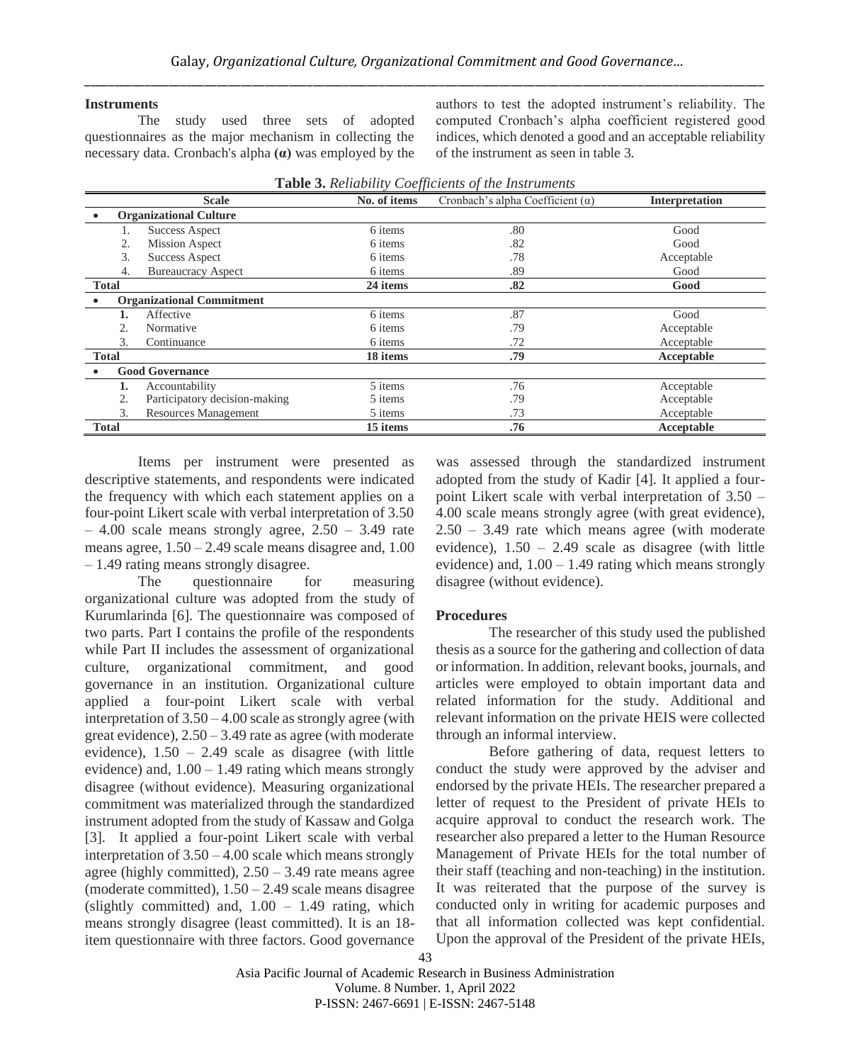### Instruments

The study used three sets of adopted questionnaires as the major mechanism in collecting the necessary data. Cronbach's alpha **(α)** was employed by the authors to test the adopted instrument's reliability. The computed Cronbach's alpha coefficient registered good indices, which denoted a good and an acceptable reliability of the instrument as seen in table 3.

**Table 3.** *Reliability Coefficients of the Instruments*

| Scale | No. of items | Cronbach's alpha Coefficient (α) | Interpretation |
|---|---|---|---|
| • **Organizational Culture** | | | |
| 1. Success Aspect | 6 items | .80 | Good |
| 2. Mission Aspect | 6 items | .82 | Good |
| 3. Success Aspect | 6 items | .78 | Acceptable |
| 4. Bureaucracy Aspect | 6 items | .89 | Good |
| **Total** | **24 items** | **.82** | **Good** |
| • **Organizational Commitment** | | | |
| **1.** Affective | 6 items | .87 | Good |
| 2. Normative | 6 items | .79 | Acceptable |
| 3. Continuance | 6 items | .72 | Acceptable |
| **Total** | **18 items** | **.79** | **Acceptable** |
| • **Good Governance** | | | |
| **1.** Accountability | 5 items | .76 | Acceptable |
| 2. Participatory decision-making | 5 items | .79 | Acceptable |
| 3. Resources Management | 5 items | .73 | Acceptable |
| **Total** | **15 items** | **.76** | **Acceptable** |

Items per instrument were presented as descriptive statements, and respondents were indicated the frequency with which each statement applies on a four-point Likert scale with verbal interpretation of 3.50 – 4.00 scale means strongly agree, 2.50 – 3.49 rate means agree, 1.50 – 2.49 scale means disagree and, 1.00 – 1.49 rating means strongly disagree.

The questionnaire for measuring organizational culture was adopted from the study of Kurumlarinda [6]. The questionnaire was composed of two parts. Part I contains the profile of the respondents while Part II includes the assessment of organizational culture, organizational commitment, and good governance in an institution. Organizational culture applied a four-point Likert scale with verbal interpretation of 3.50 – 4.00 scale as strongly agree (with great evidence), 2.50 – 3.49 rate as agree (with moderate evidence), 1.50 – 2.49 scale as disagree (with little evidence) and, 1.00 – 1.49 rating which means strongly disagree (without evidence). Measuring organizational commitment was materialized through the standardized instrument adopted from the study of Kassaw and Golga [3]. It applied a four-point Likert scale with verbal interpretation of 3.50 – 4.00 scale which means strongly agree (highly committed), 2.50 – 3.49 rate means agree (moderate committed), 1.50 – 2.49 scale means disagree (slightly committed) and, 1.00 – 1.49 rating, which means strongly disagree (least committed). It is an 18-item questionnaire with three factors. Good governance was assessed through the standardized instrument adopted from the study of Kadir [4]. It applied a four-point Likert scale with verbal interpretation of 3.50 – 4.00 scale means strongly agree (with great evidence), 2.50 – 3.49 rate which means agree (with moderate evidence), 1.50 – 2.49 scale as disagree (with little evidence) and, 1.00 – 1.49 rating which means strongly disagree (without evidence).

### Procedures

The researcher of this study used the published thesis as a source for the gathering and collection of data or information. In addition, relevant books, journals, and articles were employed to obtain important data and related information for the study. Additional and relevant information on the private HEIS were collected through an informal interview.

Before gathering of data, request letters to conduct the study were approved by the adviser and endorsed by the private HEIs. The researcher prepared a letter of request to the President of private HEIs to acquire approval to conduct the research work. The researcher also prepared a letter to the Human Resource Management of Private HEIs for the total number of their staff (teaching and non-teaching) in the institution. It was reiterated that the purpose of the survey is conducted only in writing for academic purposes and that all information collected was kept confidential. Upon the approval of the President of the private HEIs,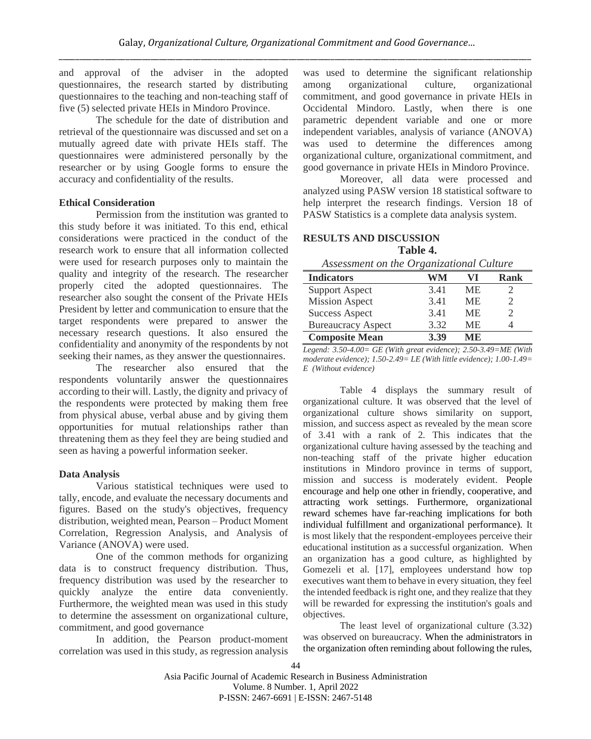and approval of the adviser in the adopted questionnaires, the research started by distributing questionnaires to the teaching and non-teaching staff of five (5) selected private HEIs in Mindoro Province.

The schedule for the date of distribution and retrieval of the questionnaire was discussed and set on a mutually agreed date with private HEIs staff. The questionnaires were administered personally by the researcher or by using Google forms to ensure the accuracy and confidentiality of the results.

### Ethical Consideration

Permission from the institution was granted to this study before it was initiated. To this end, ethical considerations were practiced in the conduct of the research work to ensure that all information collected were used for research purposes only to maintain the quality and integrity of the research. The researcher properly cited the adopted questionnaires. The researcher also sought the consent of the Private HEIs President by letter and communication to ensure that the target respondents were prepared to answer the necessary research questions. It also ensured the confidentiality and anonymity of the respondents by not seeking their names, as they answer the questionnaires.

The researcher also ensured that the respondents voluntarily answer the questionnaires according to their will. Lastly, the dignity and privacy of the respondents were protected by making them free from physical abuse, verbal abuse and by giving them opportunities for mutual relationships rather than threatening them as they feel they are being studied and seen as having a powerful information seeker.

### Data Analysis

Various statistical techniques were used to tally, encode, and evaluate the necessary documents and figures. Based on the study's objectives, frequency distribution, weighted mean, Pearson – Product Moment Correlation, Regression Analysis, and Analysis of Variance (ANOVA) were used.

One of the common methods for organizing data is to construct frequency distribution. Thus, frequency distribution was used by the researcher to quickly analyze the entire data conveniently. Furthermore, the weighted mean was used in this study to determine the assessment on organizational culture, commitment, and good governance

In addition, the Pearson product-moment correlation was used in this study, as regression analysis was used to determine the significant relationship among organizational culture, organizational commitment, and good governance in private HEIs in Occidental Mindoro. Lastly, when there is one parametric dependent variable and one or more independent variables, analysis of variance (ANOVA) was used to determine the differences among organizational culture, organizational commitment, and good governance in private HEIs in Mindoro Province.

Moreover, all data were processed and analyzed using PASW version 18 statistical software to help interpret the research findings. Version 18 of PASW Statistics is a complete data analysis system.

## RESULTS AND DISCUSSION

**Table 4.**
*Assessment on the Organizational Culture*

| Indicators | WM | VI | Rank |
|---|---|---|---|
| Support Aspect | 3.41 | ME | 2 |
| Mission Aspect | 3.41 | ME | 2 |
| Success Aspect | 3.41 | ME | 2 |
| Bureaucracy Aspect | 3.32 | ME | 4 |
| **Composite Mean** | **3.39** | **ME** | |

*Legend: 3.50-4.00= GE (With great evidence); 2.50-3.49=ME (With moderate evidence); 1.50-2.49= LE (With little evidence); 1.00-1.49= E (Without evidence)*

Table 4 displays the summary result of organizational culture. It was observed that the level of organizational culture shows similarity on support, mission, and success aspect as revealed by the mean score of 3.41 with a rank of 2. This indicates that the organizational culture having assessed by the teaching and non-teaching staff of the private higher education institutions in Mindoro province in terms of support, mission and success is moderately evident. People encourage and help one other in friendly, cooperative, and attracting work settings. Furthermore, organizational reward schemes have far-reaching implications for both individual fulfillment and organizational performance). It is most likely that the respondent-employees perceive their educational institution as a successful organization. When an organization has a good culture, as highlighted by Gomezeli et al. [17], employees understand how top executives want them to behave in every situation, they feel the intended feedback is right one, and they realize that they will be rewarded for expressing the institution's goals and objectives.

The least level of organizational culture (3.32) was observed on bureaucracy. When the administrators in the organization often reminding about following the rules,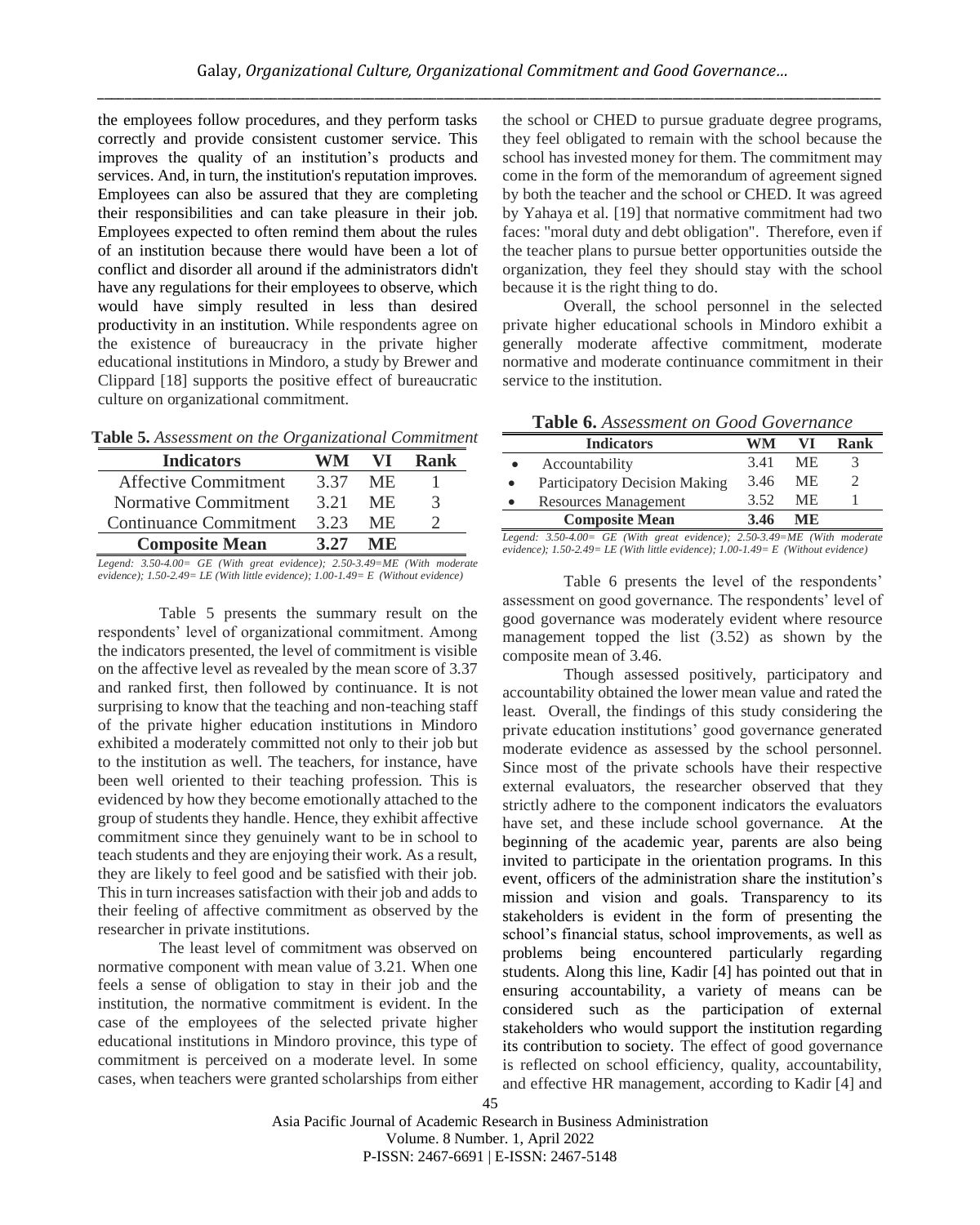the employees follow procedures, and they perform tasks correctly and provide consistent customer service. This improves the quality of an institution's products and services. And, in turn, the institution's reputation improves. Employees can also be assured that they are completing their responsibilities and can take pleasure in their job. Employees expected to often remind them about the rules of an institution because there would have been a lot of conflict and disorder all around if the administrators didn't have any regulations for their employees to observe, which would have simply resulted in less than desired productivity in an institution. While respondents agree on the existence of bureaucracy in the private higher educational institutions in Mindoro, a study by Brewer and Clippard [18] supports the positive effect of bureaucratic culture on organizational commitment.

**Table 5.** *Assessment on the Organizational Commitment*

| Indicators | WM | VI | Rank |
|---|---|---|---|
| Affective Commitment | 3.37 | ME | 1 |
| Normative Commitment | 3.21 | ME | 3 |
| Continuance Commitment | 3.23 | ME | 2 |
| **Composite Mean** | **3.27** | **ME** | |

*Legend: 3.50-4.00= GE (With great evidence); 2.50-3.49=ME (With moderate evidence); 1.50-2.49= LE (With little evidence); 1.00-1.49= E (Without evidence)*

Table 5 presents the summary result on the respondents' level of organizational commitment. Among the indicators presented, the level of commitment is visible on the affective level as revealed by the mean score of 3.37 and ranked first, then followed by continuance. It is not surprising to know that the teaching and non-teaching staff of the private higher education institutions in Mindoro exhibited a moderately committed not only to their job but to the institution as well. The teachers, for instance, have been well oriented to their teaching profession. This is evidenced by how they become emotionally attached to the group of students they handle. Hence, they exhibit affective commitment since they genuinely want to be in school to teach students and they are enjoying their work. As a result, they are likely to feel good and be satisfied with their job. This in turn increases satisfaction with their job and adds to their feeling of affective commitment as observed by the researcher in private institutions.

The least level of commitment was observed on normative component with mean value of 3.21. When one feels a sense of obligation to stay in their job and the institution, the normative commitment is evident. In the case of the employees of the selected private higher educational institutions in Mindoro province, this type of commitment is perceived on a moderate level. In some cases, when teachers were granted scholarships from either the school or CHED to pursue graduate degree programs, they feel obligated to remain with the school because the school has invested money for them. The commitment may come in the form of the memorandum of agreement signed by both the teacher and the school or CHED. It was agreed by Yahaya et al. [19] that normative commitment had two faces: "moral duty and debt obligation". Therefore, even if the teacher plans to pursue better opportunities outside the organization, they feel they should stay with the school because it is the right thing to do.

Overall, the school personnel in the selected private higher educational schools in Mindoro exhibit a generally moderate affective commitment, moderate normative and moderate continuance commitment in their service to the institution.

**Table 6.** *Assessment on Good Governance*

| Indicators | WM | VI | Rank |
|---|---|---|---|
| • Accountability | 3.41 | ME | 3 |
| • Participatory Decision Making | 3.46 | ME | 2 |
| • Resources Management | 3.52 | ME | 1 |
| **Composite Mean** | **3.46** | **ME** | |

*Legend: 3.50-4.00= GE (With great evidence); 2.50-3.49=ME (With moderate evidence); 1.50-2.49= LE (With little evidence); 1.00-1.49= E (Without evidence)*

Table 6 presents the level of the respondents' assessment on good governance. The respondents' level of good governance was moderately evident where resource management topped the list (3.52) as shown by the composite mean of 3.46.

Though assessed positively, participatory and accountability obtained the lower mean value and rated the least. Overall, the findings of this study considering the private education institutions' good governance generated moderate evidence as assessed by the school personnel. Since most of the private schools have their respective external evaluators, the researcher observed that they strictly adhere to the component indicators the evaluators have set, and these include school governance. At the beginning of the academic year, parents are also being invited to participate in the orientation programs. In this event, officers of the administration share the institution's mission and vision and goals. Transparency to its stakeholders is evident in the form of presenting the school's financial status, school improvements, as well as problems being encountered particularly regarding students. Along this line, Kadir [4] has pointed out that in ensuring accountability, a variety of means can be considered such as the participation of external stakeholders who would support the institution regarding its contribution to society. The effect of good governance is reflected on school efficiency, quality, accountability, and effective HR management, according to Kadir [4] and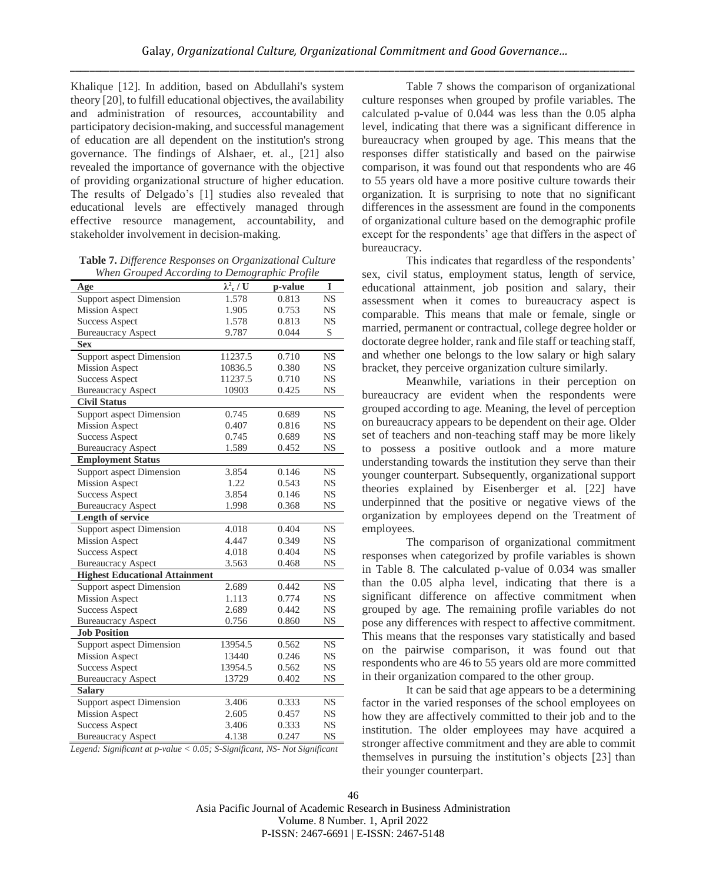Khalique [12]. In addition, based on Abdullahi's system theory [20], to fulfill educational objectives, the availability and administration of resources, accountability and participatory decision-making, and successful management of education are all dependent on the institution's strong governance. The findings of Alshaer, et. al., [21] also revealed the importance of governance with the objective of providing organizational structure of higher education. The results of Delgado's [1] studies also revealed that educational levels are effectively managed through effective resource management, accountability, and stakeholder involvement in decision-making.

**Table 7.** *Difference Responses on Organizational Culture When Grouped According to Demographic Profile*

| Age | $\lambda^2_c$ / U | p-value | I |
|---|---|---|---|
| Support aspect Dimension | 1.578 | 0.813 | NS |
| Mission Aspect | 1.905 | 0.753 | NS |
| Success Aspect | 1.578 | 0.813 | NS |
| Bureaucracy Aspect | 9.787 | 0.044 | S |
| **Sex** | | | |
| Support aspect Dimension | 11237.5 | 0.710 | NS |
| Mission Aspect | 10836.5 | 0.380 | NS |
| Success Aspect | 11237.5 | 0.710 | NS |
| Bureaucracy Aspect | 10903 | 0.425 | NS |
| **Civil Status** | | | |
| Support aspect Dimension | 0.745 | 0.689 | NS |
| Mission Aspect | 0.407 | 0.816 | NS |
| Success Aspect | 0.745 | 0.689 | NS |
| Bureaucracy Aspect | 1.589 | 0.452 | NS |
| **Employment Status** | | | |
| Support aspect Dimension | 3.854 | 0.146 | NS |
| Mission Aspect | 1.22 | 0.543 | NS |
| Success Aspect | 3.854 | 0.146 | NS |
| Bureaucracy Aspect | 1.998 | 0.368 | NS |
| **Length of service** | | | |
| Support aspect Dimension | 4.018 | 0.404 | NS |
| Mission Aspect | 4.447 | 0.349 | NS |
| Success Aspect | 4.018 | 0.404 | NS |
| Bureaucracy Aspect | 3.563 | 0.468 | NS |
| **Highest Educational Attainment** | | | |
| Support aspect Dimension | 2.689 | 0.442 | NS |
| Mission Aspect | 1.113 | 0.774 | NS |
| Success Aspect | 2.689 | 0.442 | NS |
| Bureaucracy Aspect | 0.756 | 0.860 | NS |
| **Job Position** | | | |
| Support aspect Dimension | 13954.5 | 0.562 | NS |
| Mission Aspect | 13440 | 0.246 | NS |
| Success Aspect | 13954.5 | 0.562 | NS |
| Bureaucracy Aspect | 13729 | 0.402 | NS |
| **Salary** | | | |
| Support aspect Dimension | 3.406 | 0.333 | NS |
| Mission Aspect | 2.605 | 0.457 | NS |
| Success Aspect | 3.406 | 0.333 | NS |
| Bureaucracy Aspect | 4.138 | 0.247 | NS |

*Legend: Significant at p-value < 0.05; S-Significant, NS- Not Significant*

Table 7 shows the comparison of organizational culture responses when grouped by profile variables. The calculated p-value of 0.044 was less than the 0.05 alpha level, indicating that there was a significant difference in bureaucracy when grouped by age. This means that the responses differ statistically and based on the pairwise comparison, it was found out that respondents who are 46 to 55 years old have a more positive culture towards their organization. It is surprising to note that no significant differences in the assessment are found in the components of organizational culture based on the demographic profile except for the respondents' age that differs in the aspect of bureaucracy.

This indicates that regardless of the respondents' sex, civil status, employment status, length of service, educational attainment, job position and salary, their assessment when it comes to bureaucracy aspect is comparable. This means that male or female, single or married, permanent or contractual, college degree holder or doctorate degree holder, rank and file staff or teaching staff, and whether one belongs to the low salary or high salary bracket, they perceive organization culture similarly.

Meanwhile, variations in their perception on bureaucracy are evident when the respondents were grouped according to age. Meaning, the level of perception on bureaucracy appears to be dependent on their age. Older set of teachers and non-teaching staff may be more likely to possess a positive outlook and a more mature understanding towards the institution they serve than their younger counterpart. Subsequently, organizational support theories explained by Eisenberger et al. [22] have underpinned that the positive or negative views of the organization by employees depend on the Treatment of employees.

The comparison of organizational commitment responses when categorized by profile variables is shown in Table 8. The calculated p-value of 0.034 was smaller than the 0.05 alpha level, indicating that there is a significant difference on affective commitment when grouped by age. The remaining profile variables do not pose any differences with respect to affective commitment. This means that the responses vary statistically and based on the pairwise comparison, it was found out that respondents who are 46 to 55 years old are more committed in their organization compared to the other group.

It can be said that age appears to be a determining factor in the varied responses of the school employees on how they are affectively committed to their job and to the institution. The older employees may have acquired a stronger affective commitment and they are able to commit themselves in pursuing the institution's objects [23] than their younger counterpart.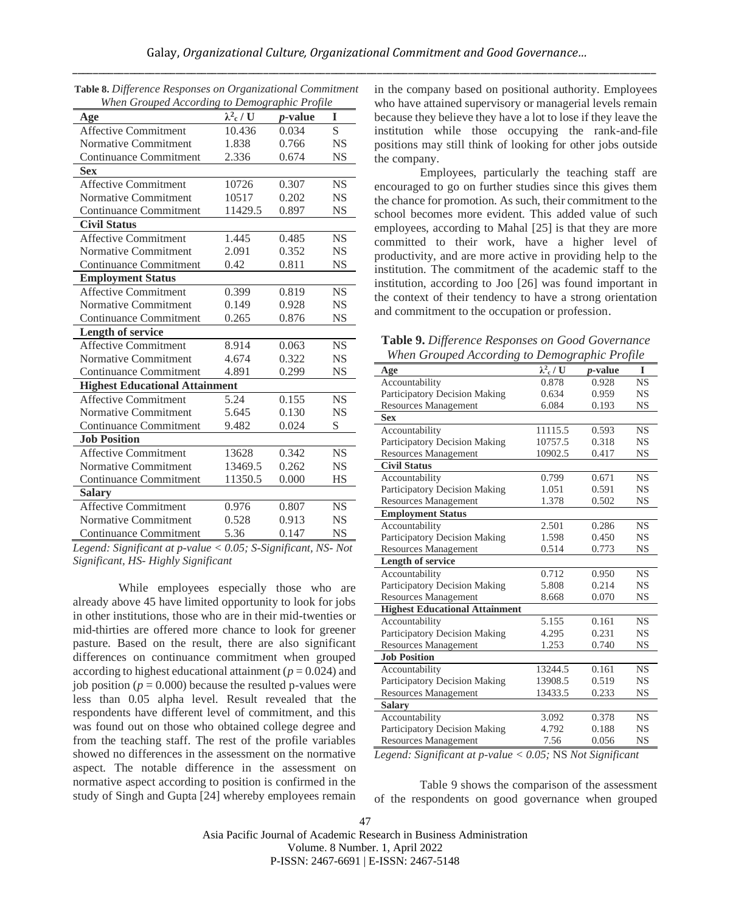**Table 8.** *Difference Responses on Organizational Commitment When Grouped According to Demographic Profile*

| Age | $\lambda^2_c$ / U | *p*-value | I |
|---|---|---|---|
| Affective Commitment | 10.436 | 0.034 | S |
| Normative Commitment | 1.838 | 0.766 | NS |
| Continuance Commitment | 2.336 | 0.674 | NS |
| **Sex** | | | |
| Affective Commitment | 10726 | 0.307 | NS |
| Normative Commitment | 10517 | 0.202 | NS |
| Continuance Commitment | 11429.5 | 0.897 | NS |
| **Civil Status** | | | |
| Affective Commitment | 1.445 | 0.485 | NS |
| Normative Commitment | 2.091 | 0.352 | NS |
| Continuance Commitment | 0.42 | 0.811 | NS |
| **Employment Status** | | | |
| Affective Commitment | 0.399 | 0.819 | NS |
| Normative Commitment | 0.149 | 0.928 | NS |
| Continuance Commitment | 0.265 | 0.876 | NS |
| **Length of service** | | | |
| Affective Commitment | 8.914 | 0.063 | NS |
| Normative Commitment | 4.674 | 0.322 | NS |
| Continuance Commitment | 4.891 | 0.299 | NS |
| **Highest Educational Attainment** | | | |
| Affective Commitment | 5.24 | 0.155 | NS |
| Normative Commitment | 5.645 | 0.130 | NS |
| Continuance Commitment | 9.482 | 0.024 | S |
| **Job Position** | | | |
| Affective Commitment | 13628 | 0.342 | NS |
| Normative Commitment | 13469.5 | 0.262 | NS |
| Continuance Commitment | 11350.5 | 0.000 | HS |
| **Salary** | | | |
| Affective Commitment | 0.976 | 0.807 | NS |
| Normative Commitment | 0.528 | 0.913 | NS |
| Continuance Commitment | 5.36 | 0.147 | NS |

*Legend: Significant at p-value < 0.05; S-Significant, NS- Not Significant, HS- Highly Significant*

While employees especially those who are already above 45 have limited opportunity to look for jobs in other institutions, those who are in their mid-twenties or mid-thirties are offered more chance to look for greener pasture. Based on the result, there are also significant differences on continuance commitment when grouped according to highest educational attainment ($p = 0.024$) and job position ($p = 0.000$) because the resulted p-values were less than 0.05 alpha level. Result revealed that the respondents have different level of commitment, and this was found out on those who obtained college degree and from the teaching staff. The rest of the profile variables showed no differences in the assessment on the normative aspect. The notable difference in the assessment on normative aspect according to position is confirmed in the study of Singh and Gupta [24] whereby employees remain in the company based on positional authority. Employees who have attained supervisory or managerial levels remain because they believe they have a lot to lose if they leave the institution while those occupying the rank-and-file positions may still think of looking for other jobs outside the company.

Employees, particularly the teaching staff are encouraged to go on further studies since this gives them the chance for promotion. As such, their commitment to the school becomes more evident. This added value of such employees, according to Mahal [25] is that they are more committed to their work, have a higher level of productivity, and are more active in providing help to the institution. The commitment of the academic staff to the institution, according to Joo [26] was found important in the context of their tendency to have a strong orientation and commitment to the occupation or profession.

**Table 9.** *Difference Responses on Good Governance When Grouped According to Demographic Profile*

| Age | $\lambda^2_c$ / U | *p*-value | I |
|---|---|---|---|
| Accountability | 0.878 | 0.928 | NS |
| Participatory Decision Making | 0.634 | 0.959 | NS |
| Resources Management | 6.084 | 0.193 | NS |
| **Sex** | | | |
| Accountability | 11115.5 | 0.593 | NS |
| Participatory Decision Making | 10757.5 | 0.318 | NS |
| Resources Management | 10902.5 | 0.417 | NS |
| **Civil Status** | | | |
| Accountability | 0.799 | 0.671 | NS |
| Participatory Decision Making | 1.051 | 0.591 | NS |
| Resources Management | 1.378 | 0.502 | NS |
| **Employment Status** | | | |
| Accountability | 2.501 | 0.286 | NS |
| Participatory Decision Making | 1.598 | 0.450 | NS |
| Resources Management | 0.514 | 0.773 | NS |
| **Length of service** | | | |
| Accountability | 0.712 | 0.950 | NS |
| Participatory Decision Making | 5.808 | 0.214 | NS |
| Resources Management | 8.668 | 0.070 | NS |
| **Highest Educational Attainment** | | | |
| Accountability | 5.155 | 0.161 | NS |
| Participatory Decision Making | 4.295 | 0.231 | NS |
| Resources Management | 1.253 | 0.740 | NS |
| **Job Position** | | | |
| Accountability | 13244.5 | 0.161 | NS |
| Participatory Decision Making | 13908.5 | 0.519 | NS |
| Resources Management | 13433.5 | 0.233 | NS |
| **Salary** | | | |
| Accountability | 3.092 | 0.378 | NS |
| Participatory Decision Making | 4.792 | 0.188 | NS |
| Resources Management | 7.56 | 0.056 | NS |

*Legend: Significant at p-value < 0.05;* NS *Not Significant*

Table 9 shows the comparison of the assessment of the respondents on good governance when grouped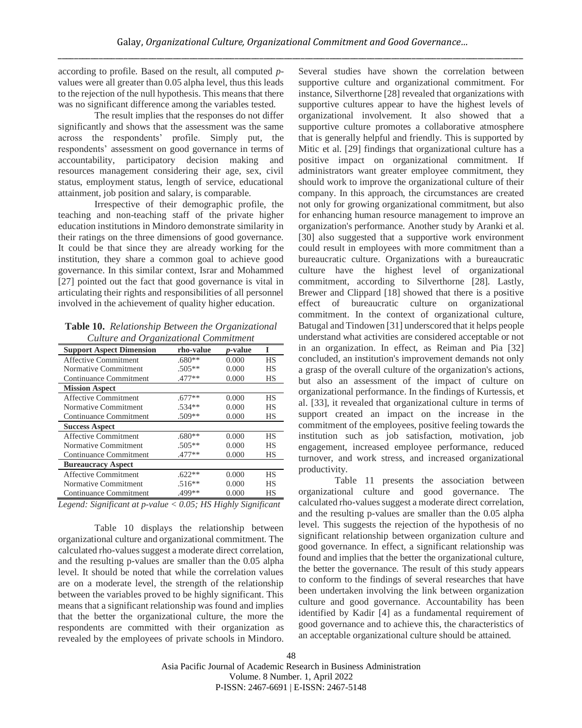according to profile. Based on the result, all computed *p*-values were all greater than 0.05 alpha level, thus this leads to the rejection of the null hypothesis. This means that there was no significant difference among the variables tested.

The result implies that the responses do not differ significantly and shows that the assessment was the same across the respondents' profile. Simply put, the respondents' assessment on good governance in terms of accountability, participatory decision making and resources management considering their age, sex, civil status, employment status, length of service, educational attainment, job position and salary, is comparable.

Irrespective of their demographic profile, the teaching and non-teaching staff of the private higher education institutions in Mindoro demonstrate similarity in their ratings on the three dimensions of good governance. It could be that since they are already working for the institution, they share a common goal to achieve good governance. In this similar context, Israr and Mohammed [27] pointed out the fact that good governance is vital in articulating their rights and responsibilities of all personnel involved in the achievement of quality higher education.

**Table 10.** *Relationship Between the Organizational Culture and Organizational Commitment*

| Support Aspect Dimension | rho-value | *p*-value | I |
|---|---|---|---|
| Affective Commitment | .680** | 0.000 | HS |
| Normative Commitment | .505** | 0.000 | HS |
| Continuance Commitment | .477** | 0.000 | HS |
| **Mission Aspect** | | | |
| Affective Commitment | .677** | 0.000 | HS |
| Normative Commitment | .534** | 0.000 | HS |
| Continuance Commitment | .509** | 0.000 | HS |
| **Success Aspect** | | | |
| Affective Commitment | .680** | 0.000 | HS |
| Normative Commitment | .505** | 0.000 | HS |
| Continuance Commitment | .477** | 0.000 | HS |
| **Bureaucracy Aspect** | | | |
| Affective Commitment | .622** | 0.000 | HS |
| Normative Commitment | .516** | 0.000 | HS |
| Continuance Commitment | .499** | 0.000 | HS |

*Legend: Significant at p-value < 0.05; HS Highly Significant*

Table 10 displays the relationship between organizational culture and organizational commitment. The calculated rho-values suggest a moderate direct correlation, and the resulting p-values are smaller than the 0.05 alpha level. It should be noted that while the correlation values are on a moderate level, the strength of the relationship between the variables proved to be highly significant. This means that a significant relationship was found and implies that the better the organizational culture, the more the respondents are committed with their organization as revealed by the employees of private schools in Mindoro. Several studies have shown the correlation between supportive culture and organizational commitment. For instance, Silverthorne [28] revealed that organizations with supportive cultures appear to have the highest levels of organizational involvement. It also showed that a supportive culture promotes a collaborative atmosphere that is generally helpful and friendly. This is supported by Mitic et al. [29] findings that organizational culture has a positive impact on organizational commitment. If administrators want greater employee commitment, they should work to improve the organizational culture of their company. In this approach, the circumstances are created not only for growing organizational commitment, but also for enhancing human resource management to improve an organization's performance. Another study by Aranki et al. [30] also suggested that a supportive work environment could result in employees with more commitment than a bureaucratic culture. Organizations with a bureaucratic culture have the highest level of organizational commitment, according to Silverthorne [28]. Lastly, Brewer and Clippard [18] showed that there is a positive effect of bureaucratic culture on organizational commitment. In the context of organizational culture, Batugal and Tindowen [31] underscored that it helps people understand what activities are considered acceptable or not in an organization. In effect, as Reiman and Pia [32] concluded, an institution's improvement demands not only a grasp of the overall culture of the organization's actions, but also an assessment of the impact of culture on organizational performance. In the findings of Kurtessis, et al. [33], it revealed that organizational culture in terms of support created an impact on the increase in the commitment of the employees, positive feeling towards the institution such as job satisfaction, motivation, job engagement, increased employee performance, reduced turnover, and work stress, and increased organizational productivity.

Table 11 presents the association between organizational culture and good governance. The calculated rho-values suggest a moderate direct correlation, and the resulting p-values are smaller than the 0.05 alpha level. This suggests the rejection of the hypothesis of no significant relationship between organization culture and good governance. In effect, a significant relationship was found and implies that the better the organizational culture, the better the governance. The result of this study appears to conform to the findings of several researches that have been undertaken involving the link between organization culture and good governance. Accountability has been identified by Kadir [4] as a fundamental requirement of good governance and to achieve this, the characteristics of an acceptable organizational culture should be attained.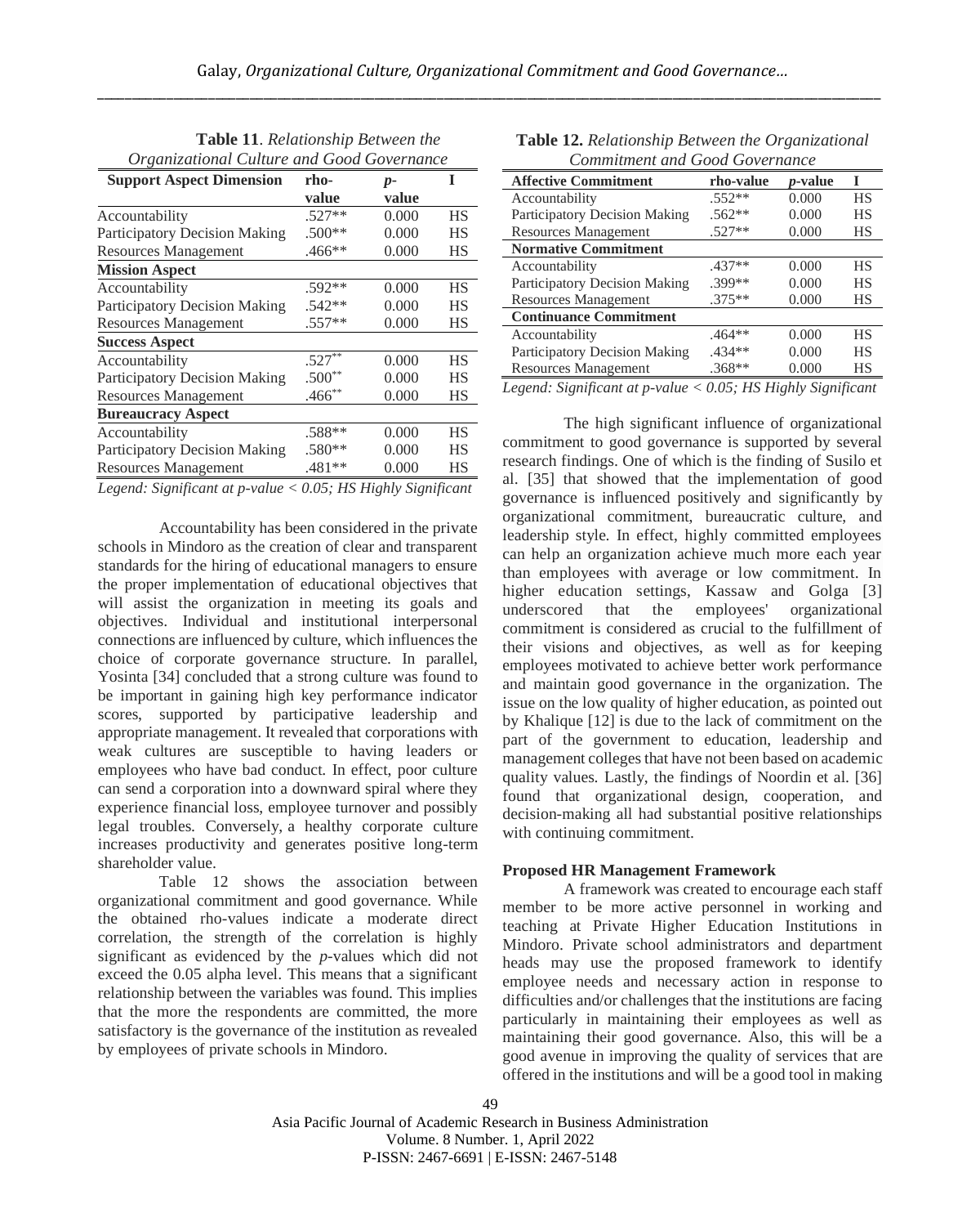**Table 11**. *Relationship Between the Organizational Culture and Good Governance*

| Support Aspect Dimension | rho-value | p-value | I |
|---|---|---|---|
| Accountability | .527** | 0.000 | HS |
| Participatory Decision Making | .500** | 0.000 | HS |
| Resources Management | .466** | 0.000 | HS |
| **Mission Aspect** | | | |
| Accountability | .592** | 0.000 | HS |
| Participatory Decision Making | .542** | 0.000 | HS |
| Resources Management | .557** | 0.000 | HS |
| **Success Aspect** | | | |
| Accountability | .527** | 0.000 | HS |
| Participatory Decision Making | .500** | 0.000 | HS |
| Resources Management | .466** | 0.000 | HS |
| **Bureaucracy Aspect** | | | |
| Accountability | .588** | 0.000 | HS |
| Participatory Decision Making | .580** | 0.000 | HS |
| Resources Management | .481** | 0.000 | HS |

*Legend: Significant at p-value < 0.05; HS Highly Significant*

Accountability has been considered in the private schools in Mindoro as the creation of clear and transparent standards for the hiring of educational managers to ensure the proper implementation of educational objectives that will assist the organization in meeting its goals and objectives. Individual and institutional interpersonal connections are influenced by culture, which influences the choice of corporate governance structure. In parallel, Yosinta [34] concluded that a strong culture was found to be important in gaining high key performance indicator scores, supported by participative leadership and appropriate management. It revealed that corporations with weak cultures are susceptible to having leaders or employees who have bad conduct. In effect, poor culture can send a corporation into a downward spiral where they experience financial loss, employee turnover and possibly legal troubles. Conversely, a healthy corporate culture increases productivity and generates positive long-term shareholder value.

Table 12 shows the association between organizational commitment and good governance. While the obtained rho-values indicate a moderate direct correlation, the strength of the correlation is highly significant as evidenced by the *p*-values which did not exceed the 0.05 alpha level. This means that a significant relationship between the variables was found. This implies that the more the respondents are committed, the more satisfactory is the governance of the institution as revealed by employees of private schools in Mindoro.

**Table 12.** *Relationship Between the Organizational Commitment and Good Governance*

| Affective Commitment | rho-value | p-value | I |
|---|---|---|---|
| Accountability | .552** | 0.000 | HS |
| Participatory Decision Making | .562** | 0.000 | HS |
| Resources Management | .527** | 0.000 | HS |
| **Normative Commitment** | | | |
| Accountability | .437** | 0.000 | HS |
| Participatory Decision Making | .399** | 0.000 | HS |
| Resources Management | .375** | 0.000 | HS |
| **Continuance Commitment** | | | |
| Accountability | .464** | 0.000 | HS |
| Participatory Decision Making | .434** | 0.000 | HS |
| Resources Management | .368** | 0.000 | HS |

*Legend: Significant at p-value < 0.05; HS Highly Significant*

The high significant influence of organizational commitment to good governance is supported by several research findings. One of which is the finding of Susilo et al. [35] that showed that the implementation of good governance is influenced positively and significantly by organizational commitment, bureaucratic culture, and leadership style. In effect, highly committed employees can help an organization achieve much more each year than employees with average or low commitment. In higher education settings, Kassaw and Golga [3] underscored that the employees' organizational commitment is considered as crucial to the fulfillment of their visions and objectives, as well as for keeping employees motivated to achieve better work performance and maintain good governance in the organization. The issue on the low quality of higher education, as pointed out by Khalique [12] is due to the lack of commitment on the part of the government to education, leadership and management colleges that have not been based on academic quality values. Lastly, the findings of Noordin et al. [36] found that organizational design, cooperation, and decision-making all had substantial positive relationships with continuing commitment.

**Proposed HR Management Framework**

A framework was created to encourage each staff member to be more active personnel in working and teaching at Private Higher Education Institutions in Mindoro. Private school administrators and department heads may use the proposed framework to identify employee needs and necessary action in response to difficulties and/or challenges that the institutions are facing particularly in maintaining their employees as well as maintaining their good governance. Also, this will be a good avenue in improving the quality of services that are offered in the institutions and will be a good tool in making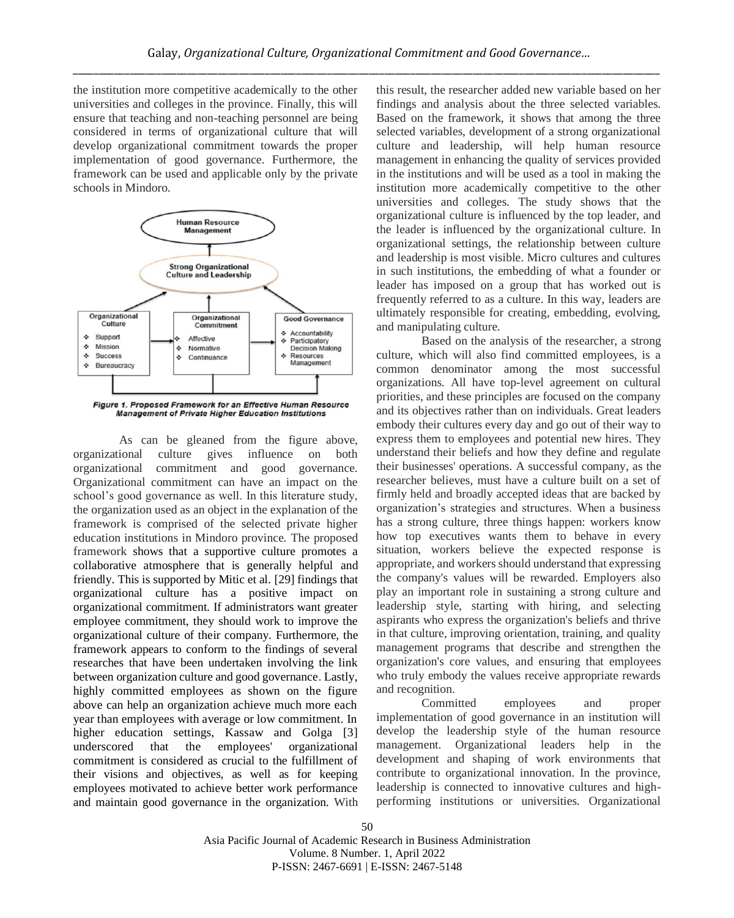the institution more competitive academically to the other universities and colleges in the province. Finally, this will ensure that teaching and non-teaching personnel are being considered in terms of organizational culture that will develop organizational commitment towards the proper implementation of good governance. Furthermore, the framework can be used and applicable only by the private schools in Mindoro.

Human Resource Management

Strong Organizational Culture and Leadership

| Organizational Culture | Organizational Commitment | Good Governance |
| --- | --- | --- |
| ❖ Support<br>❖ Mission<br>❖ Success<br>❖ Bureaucracy | ❖ Affective<br>❖ Normative<br>❖ Continuance | ❖ Accountability<br>❖ Participatory Decision Making<br>❖ Resources Management |

***Figure 1. Proposed Framework for an Effective Human Resource Management of Private Higher Education Institutions***

As can be gleaned from the figure above, organizational culture gives influence on both organizational commitment and good governance. Organizational commitment can have an impact on the school's good governance as well. In this literature study, the organization used as an object in the explanation of the framework is comprised of the selected private higher education institutions in Mindoro province. The proposed framework shows that a supportive culture promotes a collaborative atmosphere that is generally helpful and friendly. This is supported by Mitic et al. [29] findings that organizational culture has a positive impact on organizational commitment. If administrators want greater employee commitment, they should work to improve the organizational culture of their company. Furthermore, the framework appears to conform to the findings of several researches that have been undertaken involving the link between organization culture and good governance. Lastly, highly committed employees as shown on the figure above can help an organization achieve much more each year than employees with average or low commitment. In higher education settings, Kassaw and Golga [3] underscored that the employees' organizational commitment is considered as crucial to the fulfillment of their visions and objectives, as well as for keeping employees motivated to achieve better work performance and maintain good governance in the organization. With this result, the researcher added new variable based on her findings and analysis about the three selected variables. Based on the framework, it shows that among the three selected variables, development of a strong organizational culture and leadership, will help human resource management in enhancing the quality of services provided in the institutions and will be used as a tool in making the institution more academically competitive to the other universities and colleges. The study shows that the organizational culture is influenced by the top leader, and the leader is influenced by the organizational culture. In organizational settings, the relationship between culture and leadership is most visible. Micro cultures and cultures in such institutions, the embedding of what a founder or leader has imposed on a group that has worked out is frequently referred to as a culture. In this way, leaders are ultimately responsible for creating, embedding, evolving, and manipulating culture.

Based on the analysis of the researcher, a strong culture, which will also find committed employees, is a common denominator among the most successful organizations. All have top-level agreement on cultural priorities, and these principles are focused on the company and its objectives rather than on individuals. Great leaders embody their cultures every day and go out of their way to express them to employees and potential new hires. They understand their beliefs and how they define and regulate their businesses' operations. A successful company, as the researcher believes, must have a culture built on a set of firmly held and broadly accepted ideas that are backed by organization's strategies and structures. When a business has a strong culture, three things happen: workers know how top executives wants them to behave in every situation, workers believe the expected response is appropriate, and workers should understand that expressing the company's values will be rewarded. Employers also play an important role in sustaining a strong culture and leadership style, starting with hiring, and selecting aspirants who express the organization's beliefs and thrive in that culture, improving orientation, training, and quality management programs that describe and strengthen the organization's core values, and ensuring that employees who truly embody the values receive appropriate rewards and recognition.

Committed employees and proper implementation of good governance in an institution will develop the leadership style of the human resource management. Organizational leaders help in the development and shaping of work environments that contribute to organizational innovation. In the province, leadership is connected to innovative cultures and high-performing institutions or universities. Organizational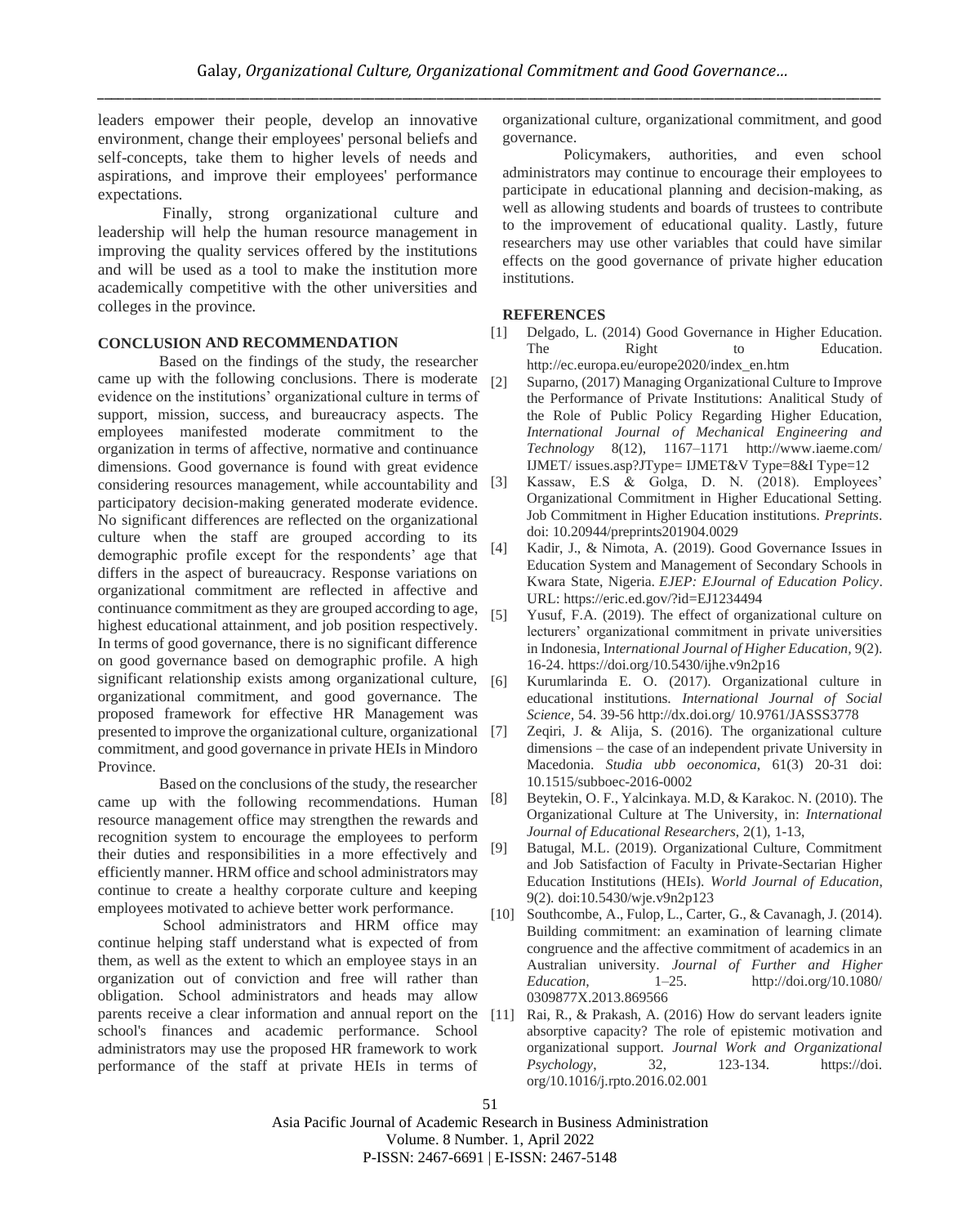leaders empower their people, develop an innovative environment, change their employees' personal beliefs and self-concepts, take them to higher levels of needs and aspirations, and improve their employees' performance expectations.

Finally, strong organizational culture and leadership will help the human resource management in improving the quality services offered by the institutions and will be used as a tool to make the institution more academically competitive with the other universities and colleges in the province.

## CONCLUSION AND RECOMMENDATION

Based on the findings of the study, the researcher came up with the following conclusions. There is moderate evidence on the institutions' organizational culture in terms of support, mission, success, and bureaucracy aspects. The employees manifested moderate commitment to the organization in terms of affective, normative and continuance dimensions. Good governance is found with great evidence considering resources management, while accountability and participatory decision-making generated moderate evidence. No significant differences are reflected on the organizational culture when the staff are grouped according to its demographic profile except for the respondents' age that differs in the aspect of bureaucracy. Response variations on organizational commitment are reflected in affective and continuance commitment as they are grouped according to age, highest educational attainment, and job position respectively. In terms of good governance, there is no significant difference on good governance based on demographic profile. A high significant relationship exists among organizational culture, organizational commitment, and good governance. The proposed framework for effective HR Management was presented to improve the organizational culture, organizational commitment, and good governance in private HEIs in Mindoro Province.

Based on the conclusions of the study, the researcher came up with the following recommendations. Human resource management office may strengthen the rewards and recognition system to encourage the employees to perform their duties and responsibilities in a more effectively and efficiently manner. HRM office and school administrators may continue to create a healthy corporate culture and keeping employees motivated to achieve better work performance.

School administrators and HRM office may continue helping staff understand what is expected of from them, as well as the extent to which an employee stays in an organization out of conviction and free will rather than obligation. School administrators and heads may allow parents receive a clear information and annual report on the school's finances and academic performance. School administrators may use the proposed HR framework to work performance of the staff at private HEIs in terms of organizational culture, organizational commitment, and good governance.

Policymakers, authorities, and even school administrators may continue to encourage their employees to participate in educational planning and decision-making, as well as allowing students and boards of trustees to contribute to the improvement of educational quality. Lastly, future researchers may use other variables that could have similar effects on the good governance of private higher education institutions.

## REFERENCES

[1] Delgado, L. (2014) Good Governance in Higher Education. The Right to Education. http://ec.europa.eu/europe2020/index_en.htm

[2] Suparno, (2017) Managing Organizational Culture to Improve the Performance of Private Institutions: Analitical Study of the Role of Public Policy Regarding Higher Education, *International Journal of Mechanical Engineering and Technology* 8(12), 1167–1171 http://www.iaeme.com/ IJMET/ issues.asp?JType= IJMET&V Type=8&I Type=12

[3] Kassaw, E.S & Golga, D. N. (2018). Employees' Organizational Commitment in Higher Educational Setting. Job Commitment in Higher Education institutions. *Preprints*. doi: 10.20944/preprints201904.0029

[4] Kadir, J., & Nimota, A. (2019). Good Governance Issues in Education System and Management of Secondary Schools in Kwara State, Nigeria. *EJEP: EJournal of Education Policy*. URL: https://eric.ed.gov/?id=EJ1234494

[5] Yusuf, F.A. (2019). The effect of organizational culture on lecturers' organizational commitment in private universities in Indonesia, *International Journal of Higher Education*, 9(2). 16-24. https://doi.org/10.5430/ijhe.v9n2p16

[6] Kurumlarinda E. O. (2017). Organizational culture in educational institutions. *International Journal of Social Science*, 54. 39-56 http://dx.doi.org/ 10.9761/JASSS3778

[7] Zeqiri, J. & Alija, S. (2016). The organizational culture dimensions – the case of an independent private University in Macedonia. *Studia ubb oeconomica*, 61(3) 20-31 doi: 10.1515/subboec-2016-0002

[8] Beytekin, O. F., Yalcinkaya. M.D, & Karakoc. N. (2010). The Organizational Culture at The University, in: *International Journal of Educational Researchers*, 2(1), 1-13,

[9] Batugal, M.L. (2019). Organizational Culture, Commitment and Job Satisfaction of Faculty in Private-Sectarian Higher Education Institutions (HEIs). *World Journal of Education*, 9(2). doi:10.5430/wje.v9n2p123

[10] Southcombe, A., Fulop, L., Carter, G., & Cavanagh, J. (2014). Building commitment: an examination of learning climate congruence and the affective commitment of academics in an Australian university. *Journal of Further and Higher Education*, 1–25. http://doi.org/10.1080/ 0309877X.2013.869566

[11] Rai, R., & Prakash, A. (2016) How do servant leaders ignite absorptive capacity? The role of epistemic motivation and organizational support. *Journal Work and Organizational Psychology*, 32, 123-134. https://doi. org/10.1016/j.rpto.2016.02.001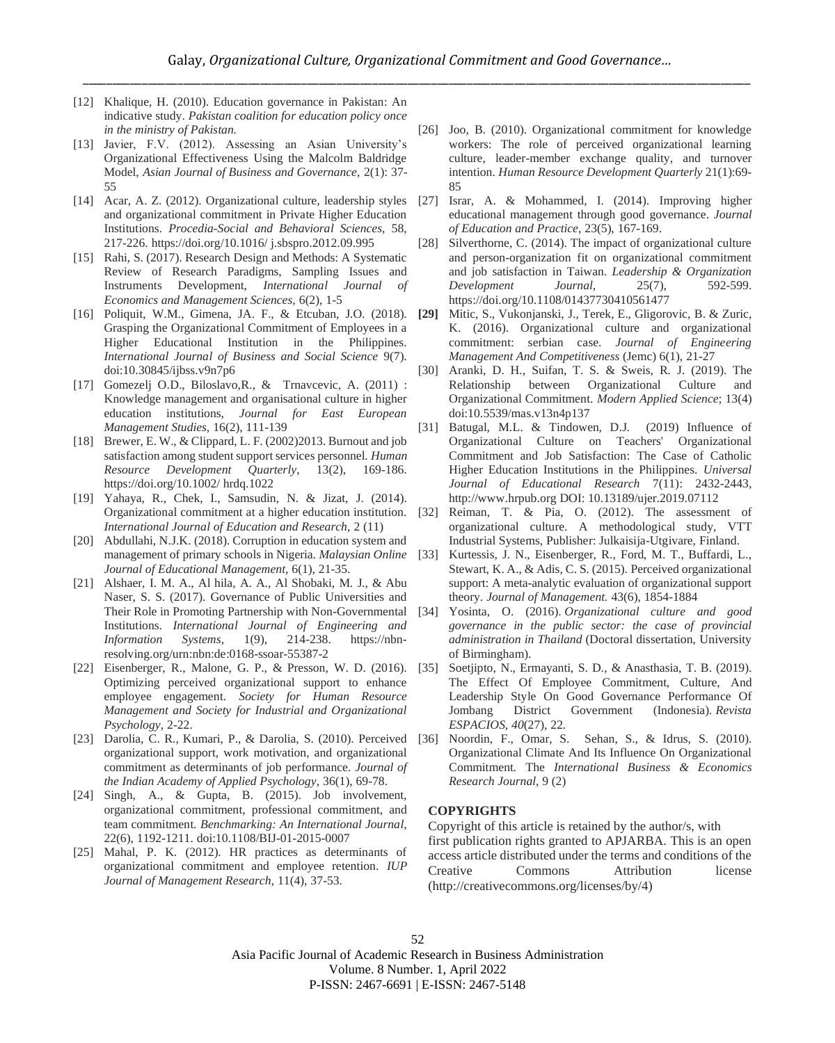[12] Khalique, H. (2010). Education governance in Pakistan: An indicative study. *Pakistan coalition for education policy once in the ministry of Pakistan.*

[13] Javier, F.V. (2012). Assessing an Asian University's Organizational Effectiveness Using the Malcolm Baldridge Model, *Asian Journal of Business and Governance*, 2(1): 37-55

[14] Acar, A. Z. (2012). Organizational culture, leadership styles and organizational commitment in Private Higher Education Institutions. *Procedia-Social and Behavioral Sciences*, 58, 217-226. https://doi.org/10.1016/ j.sbspro.2012.09.995

[15] Rahi, S. (2017). Research Design and Methods: A Systematic Review of Research Paradigms, Sampling Issues and Instruments Development, *International Journal of Economics and Management Sciences*, 6(2), 1-5

[16] Poliquit, W.M., Gimena, JA. F., & Etcuban, J.O. (2018). Grasping the Organizational Commitment of Employees in a Higher Educational Institution in the Philippines. *International Journal of Business and Social Science* 9(7). doi:10.30845/ijbss.v9n7p6

[17] Gomezelj O.D., Biloslavo,R., & Trnavcevic, A. (2011) : Knowledge management and organisational culture in higher education institutions, *Journal for East European Management Studies*, 16(2), 111-139

[18] Brewer, E. W., & Clippard, L. F. (2002)2013. Burnout and job satisfaction among student support services personnel. *Human Resource Development Quarterly*, 13(2), 169-186. https://doi.org/10.1002/ hrdq.1022

[19] Yahaya, R., Chek, I., Samsudin, N. & Jizat, J. (2014). Organizational commitment at a higher education institution. *International Journal of Education and Research*, 2 (11)

[20] Abdullahi, N.J.K. (2018). Corruption in education system and management of primary schools in Nigeria. *Malaysian Online Journal of Educational Management*, 6(1), 21-35.

[21] Alshaer, I. M. A., Al hila, A. A., Al Shobaki, M. J., & Abu Naser, S. S. (2017). Governance of Public Universities and Their Role in Promoting Partnership with Non-Governmental Institutions. *International Journal of Engineering and Information Systems*, 1(9), 214-238. https://nbn-resolving.org/urn:nbn:de:0168-ssoar-55387-2

[22] Eisenberger, R., Malone, G. P., & Presson, W. D. (2016). Optimizing perceived organizational support to enhance employee engagement. *Society for Human Resource Management and Society for Industrial and Organizational Psychology*, 2-22.

[23] Darolia, C. R., Kumari, P., & Darolia, S. (2010). Perceived organizational support, work motivation, and organizational commitment as determinants of job performance. *Journal of the Indian Academy of Applied Psychology*, 36(1), 69-78.

[24] Singh, A., & Gupta, B. (2015). Job involvement, organizational commitment, professional commitment, and team commitment. *Benchmarking: An International Journal*, 22(6), 1192-1211. doi:10.1108/BIJ-01-2015-0007

[25] Mahal, P. K. (2012). HR practices as determinants of organizational commitment and employee retention. *IUP Journal of Management Research*, 11(4), 37-53.

[26] Joo, B. (2010). Organizational commitment for knowledge workers: The role of perceived organizational learning culture, leader-member exchange quality, and turnover intention. *Human Resource Development Quarterly* 21(1):69-85

[27] Israr, A. & Mohammed, I. (2014). Improving higher educational management through good governance. *Journal of Education and Practice*, 23(5), 167-169.

[28] Silverthorne, C. (2014). The impact of organizational culture and person-organization fit on organizational commitment and job satisfaction in Taiwan. *Leadership & Organization Development Journal*, 25(7), 592-599. https://doi.org/10.1108/01437730410561477

**[29]** Mitic, S., Vukonjanski, J., Terek, E., Gligorovic, B. & Zuric, K. (2016). Organizational culture and organizational commitment: serbian case. *Journal of Engineering Management And Competitiveness* (Jemc) 6(1), 21-27

[30] Aranki, D. H., Suifan, T. S. & Sweis, R. J. (2019). The Relationship between Organizational Culture and Organizational Commitment. *Modern Applied Science*; 13(4) doi:10.5539/mas.v13n4p137

[31] Batugal, M.L. & Tindowen, D.J. (2019) Influence of Organizational Culture on Teachers' Organizational Commitment and Job Satisfaction: The Case of Catholic Higher Education Institutions in the Philippines. *Universal Journal of Educational Research* 7(11): 2432-2443, http://www.hrpub.org DOI: 10.13189/ujer.2019.07112

[32] Reiman, T. & Pia, O. (2012). The assessment of organizational culture. A methodological study, VTT Industrial Systems, Publisher: Julkaisija-Utgivare, Finland.

[33] Kurtessis, J. N., Eisenberger, R., Ford, M. T., Buffardi, L., Stewart, K. A., & Adis, C. S. (2015). Perceived organizational support: A meta-analytic evaluation of organizational support theory. *Journal of Management.* 43(6), 1854-1884

[34] Yosinta, O. (2016). *Organizational culture and good governance in the public sector: the case of provincial administration in Thailand* (Doctoral dissertation, University of Birmingham).

[35] Soetjipto, N., Ermayanti, S. D., & Anasthasia, T. B. (2019). The Effect Of Employee Commitment, Culture, And Leadership Style On Good Governance Performance Of Jombang District Government (Indonesia). *Revista ESPACIOS*, *40*(27), 22.

[36] Noordin, F., Omar, S. Sehan, S., & Idrus, S. (2010). Organizational Climate And Its Influence On Organizational Commitment. The *International Business & Economics Research Journal*, 9 (2)

## COPYRIGHTS

Copyright of this article is retained by the author/s, with first publication rights granted to APJARBA. This is an open access article distributed under the terms and conditions of the Creative Commons Attribution license (http://creativecommons.org/licenses/by/4)